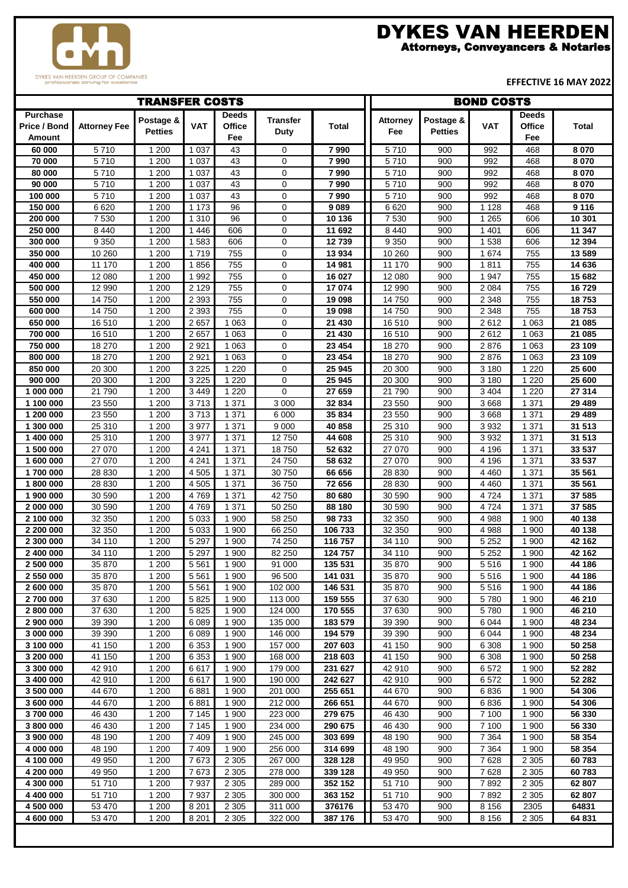# DYKES VAN HEERDEN

**Attorneys, Conveyancers & Notaries**

DYKES VAN HEERDEN GROUP OF COMPANIES
professionals striving for excellence

**EFFECTIVE 16 MAY 2022**

| TRANSFER COSTS | | | | | | | BOND COSTS | | | | |
|---|---|---|---|---|---|---|---|---|---|---|---|
| **Purchase Price / Bond Amount** | **Attorney Fee** | **Postage & Petties** | **VAT** | **Deeds Office Fee** | **Transfer Duty** | **Total** | **Attorney Fee** | **Postage & Petties** | **VAT** | **Deeds Office Fee** | **Total** |
| **60 000** | 5 710 | 1 200 | 1 037 | 43 | 0 | **7 990** | 5 710 | 900 | 992 | 468 | **8 070** |
| **70 000** | 5 710 | 1 200 | 1 037 | 43 | 0 | **7 990** | 5 710 | 900 | 992 | 468 | **8 070** |
| **80 000** | 5 710 | 1 200 | 1 037 | 43 | 0 | **7 990** | 5 710 | 900 | 992 | 468 | **8 070** |
| **90 000** | 5 710 | 1 200 | 1 037 | 43 | 0 | **7 990** | 5 710 | 900 | 992 | 468 | **8 070** |
| **100 000** | 5 710 | 1 200 | 1 037 | 43 | 0 | **7 990** | 5 710 | 900 | 992 | 468 | **8 070** |
| **150 000** | 6 620 | 1 200 | 1 173 | 96 | 0 | **9 089** | 6 620 | 900 | 1 128 | 468 | **9 116** |
| **200 000** | 7 530 | 1 200 | 1 310 | 96 | 0 | **10 136** | 7 530 | 900 | 1 265 | 606 | **10 301** |
| **250 000** | 8 440 | 1 200 | 1 446 | 606 | 0 | **11 692** | 8 440 | 900 | 1 401 | 606 | **11 347** |
| **300 000** | 9 350 | 1 200 | 1 583 | 606 | 0 | **12 739** | 9 350 | 900 | 1 538 | 606 | **12 394** |
| **350 000** | 10 260 | 1 200 | 1 719 | 755 | 0 | **13 934** | 10 260 | 900 | 1 674 | 755 | **13 589** |
| **400 000** | 11 170 | 1 200 | 1 856 | 755 | 0 | **14 981** | 11 170 | 900 | 1 811 | 755 | **14 636** |
| **450 000** | 12 080 | 1 200 | 1 992 | 755 | 0 | **16 027** | 12 080 | 900 | 1 947 | 755 | **15 682** |
| **500 000** | 12 990 | 1 200 | 2 129 | 755 | 0 | **17 074** | 12 990 | 900 | 2 084 | 755 | **16 729** |
| **550 000** | 14 750 | 1 200 | 2 393 | 755 | 0 | **19 098** | 14 750 | 900 | 2 348 | 755 | **18 753** |
| **600 000** | 14 750 | 1 200 | 2 393 | 755 | 0 | **19 098** | 14 750 | 900 | 2 348 | 755 | **18 753** |
| **650 000** | 16 510 | 1 200 | 2 657 | 1 063 | 0 | **21 430** | 16 510 | 900 | 2 612 | 1 063 | **21 085** |
| **700 000** | 16 510 | 1 200 | 2 657 | 1 063 | 0 | **21 430** | 16 510 | 900 | 2 612 | 1 063 | **21 085** |
| **750 000** | 18 270 | 1 200 | 2 921 | 1 063 | 0 | **23 454** | 18 270 | 900 | 2 876 | 1 063 | **23 109** |
| **800 000** | 18 270 | 1 200 | 2 921 | 1 063 | 0 | **23 454** | 18 270 | 900 | 2 876 | 1 063 | **23 109** |
| **850 000** | 20 300 | 1 200 | 3 225 | 1 220 | 0 | **25 945** | 20 300 | 900 | 3 180 | 1 220 | **25 600** |
| **900 000** | 20 300 | 1 200 | 3 225 | 1 220 | 0 | **25 945** | 20 300 | 900 | 3 180 | 1 220 | **25 600** |
| **1 000 000** | 21 790 | 1 200 | 3 449 | 1 220 | 0 | **27 659** | 21 790 | 900 | 3 404 | 1 220 | **27 314** |
| **1 100 000** | 23 550 | 1 200 | 3 713 | 1 371 | 3 000 | **32 834** | 23 550 | 900 | 3 668 | 1 371 | **29 489** |
| **1 200 000** | 23 550 | 1 200 | 3 713 | 1 371 | 6 000 | **35 834** | 23 550 | 900 | 3 668 | 1 371 | **29 489** |
| **1 300 000** | 25 310 | 1 200 | 3 977 | 1 371 | 9 000 | **40 858** | 25 310 | 900 | 3 932 | 1 371 | **31 513** |
| **1 400 000** | 25 310 | 1 200 | 3 977 | 1 371 | 12 750 | **44 608** | 25 310 | 900 | 3 932 | 1 371 | **31 513** |
| **1 500 000** | 27 070 | 1 200 | 4 241 | 1 371 | 18 750 | **52 632** | 27 070 | 900 | 4 196 | 1 371 | **33 537** |
| **1 600 000** | 27 070 | 1 200 | 4 241 | 1 371 | 24 750 | **58 632** | 27 070 | 900 | 4 196 | 1 371 | **33 537** |
| **1 700 000** | 28 830 | 1 200 | 4 505 | 1 371 | 30 750 | **66 656** | 28 830 | 900 | 4 460 | 1 371 | **35 561** |
| **1 800 000** | 28 830 | 1 200 | 4 505 | 1 371 | 36 750 | **72 656** | 28 830 | 900 | 4 460 | 1 371 | **35 561** |
| **1 900 000** | 30 590 | 1 200 | 4 769 | 1 371 | 42 750 | **80 680** | 30 590 | 900 | 4 724 | 1 371 | **37 585** |
| **2 000 000** | 30 590 | 1 200 | 4 769 | 1 371 | 50 250 | **88 180** | 30 590 | 900 | 4 724 | 1 371 | **37 585** |
| **2 100 000** | 32 350 | 1 200 | 5 033 | 1 900 | 58 250 | **98 733** | 32 350 | 900 | 4 988 | 1 900 | **40 138** |
| **2 200 000** | 32 350 | 1 200 | 5 033 | 1 900 | 66 250 | **106 733** | 32 350 | 900 | 4 988 | 1 900 | **40 138** |
| **2 300 000** | 34 110 | 1 200 | 5 297 | 1 900 | 74 250 | **116 757** | 34 110 | 900 | 5 252 | 1 900 | **42 162** |
| **2 400 000** | 34 110 | 1 200 | 5 297 | 1 900 | 82 250 | **124 757** | 34 110 | 900 | 5 252 | 1 900 | **42 162** |
| **2 500 000** | 35 870 | 1 200 | 5 561 | 1 900 | 91 000 | **135 531** | 35 870 | 900 | 5 516 | 1 900 | **44 186** |
| **2 550 000** | 35 870 | 1 200 | 5 561 | 1 900 | 96 500 | **141 031** | 35 870 | 900 | 5 516 | 1 900 | **44 186** |
| **2 600 000** | 35 870 | 1 200 | 5 561 | 1 900 | 102 000 | **146 531** | 35 870 | 900 | 5 516 | 1 900 | **44 186** |
| **2 700 000** | 37 630 | 1 200 | 5 825 | 1 900 | 113 000 | **159 555** | 37 630 | 900 | 5 780 | 1 900 | **46 210** |
| **2 800 000** | 37 630 | 1 200 | 5 825 | 1 900 | 124 000 | **170 555** | 37 630 | 900 | 5 780 | 1 900 | **46 210** |
| **2 900 000** | 39 390 | 1 200 | 6 089 | 1 900 | 135 000 | **183 579** | 39 390 | 900 | 6 044 | 1 900 | **48 234** |
| **3 000 000** | 39 390 | 1 200 | 6 089 | 1 900 | 146 000 | **194 579** | 39 390 | 900 | 6 044 | 1 900 | **48 234** |
| **3 100 000** | 41 150 | 1 200 | 6 353 | 1 900 | 157 000 | **207 603** | 41 150 | 900 | 6 308 | 1 900 | **50 258** |
| **3 200 000** | 41 150 | 1 200 | 6 353 | 1 900 | 168 000 | **218 603** | 41 150 | 900 | 6 308 | 1 900 | **50 258** |
| **3 300 000** | 42 910 | 1 200 | 6 617 | 1 900 | 179 000 | **231 627** | 42 910 | 900 | 6 572 | 1 900 | **52 282** |
| **3 400 000** | 42 910 | 1 200 | 6 617 | 1 900 | 190 000 | **242 627** | 42 910 | 900 | 6 572 | 1 900 | **52 282** |
| **3 500 000** | 44 670 | 1 200 | 6 881 | 1 900 | 201 000 | **255 651** | 44 670 | 900 | 6 836 | 1 900 | **54 306** |
| **3 600 000** | 44 670 | 1 200 | 6 881 | 1 900 | 212 000 | **266 651** | 44 670 | 900 | 6 836 | 1 900 | **54 306** |
| **3 700 000** | 46 430 | 1 200 | 7 145 | 1 900 | 223 000 | **279 675** | 46 430 | 900 | 7 100 | 1 900 | **56 330** |
| **3 800 000** | 46 430 | 1 200 | 7 145 | 1 900 | 234 000 | **290 675** | 46 430 | 900 | 7 100 | 1 900 | **56 330** |
| **3 900 000** | 48 190 | 1 200 | 7 409 | 1 900 | 245 000 | **303 699** | 48 190 | 900 | 7 364 | 1 900 | **58 354** |
| **4 000 000** | 48 190 | 1 200 | 7 409 | 1 900 | 256 000 | **314 699** | 48 190 | 900 | 7 364 | 1 900 | **58 354** |
| **4 100 000** | 49 950 | 1 200 | 7 673 | 2 305 | 267 000 | **328 128** | 49 950 | 900 | 7 628 | 2 305 | **60 783** |
| **4 200 000** | 49 950 | 1 200 | 7 673 | 2 305 | 278 000 | **339 128** | 49 950 | 900 | 7 628 | 2 305 | **60 783** |
| **4 300 000** | 51 710 | 1 200 | 7 937 | 2 305 | 289 000 | **352 152** | 51 710 | 900 | 7 892 | 2 305 | **62 807** |
| **4 400 000** | 51 710 | 1 200 | 7 937 | 2 305 | 300 000 | **363 152** | 51 710 | 900 | 7 892 | 2 305 | **62 807** |
| **4 500 000** | 53 470 | 1 200 | 8 201 | 2 305 | 311 000 | **376176** | 53 470 | 900 | 8 156 | 2305 | **64831** |
| **4 600 000** | 53 470 | 1 200 | 8 201 | 2 305 | 322 000 | **387 176** | 53 470 | 900 | 8 156 | 2 305 | **64 831** |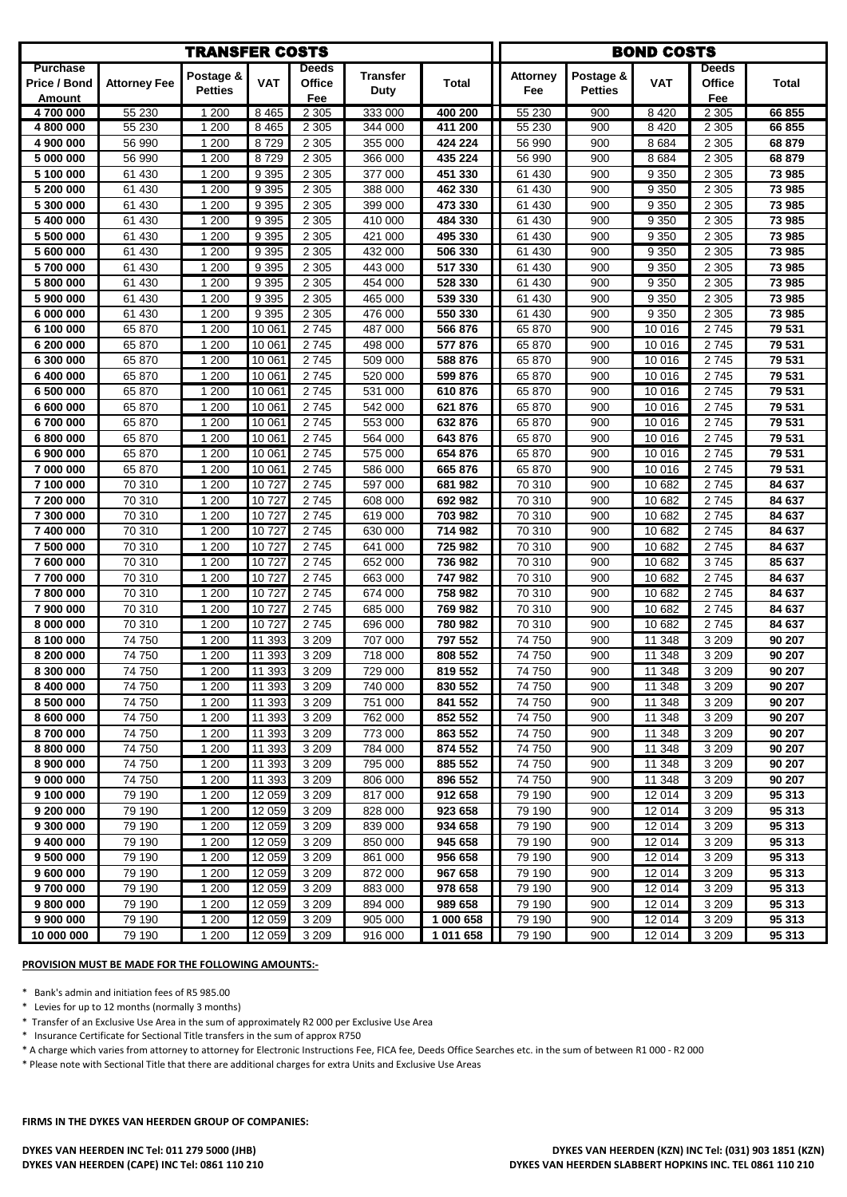| TRANSFER COSTS | | | | | | | BOND COSTS | | | | |
|---|---|---|---|---|---|---|---|---|---|---|---|
| Purchase Price / Bond Amount | Attorney Fee | Postage & Petties | VAT | Deeds Office Fee | Transfer Duty | Total | Attorney Fee | Postage & Petties | VAT | Deeds Office Fee | Total |
| 4 700 000 | 55 230 | 1 200 | 8 465 | 2 305 | 333 000 | 400 200 | 55 230 | 900 | 8 420 | 2 305 | 66 855 |
| 4 800 000 | 55 230 | 1 200 | 8 465 | 2 305 | 344 000 | 411 200 | 55 230 | 900 | 8 420 | 2 305 | 66 855 |
| 4 900 000 | 56 990 | 1 200 | 8 729 | 2 305 | 355 000 | 424 224 | 56 990 | 900 | 8 684 | 2 305 | 68 879 |
| 5 000 000 | 56 990 | 1 200 | 8 729 | 2 305 | 366 000 | 435 224 | 56 990 | 900 | 8 684 | 2 305 | 68 879 |
| 5 100 000 | 61 430 | 1 200 | 9 395 | 2 305 | 377 000 | 451 330 | 61 430 | 900 | 9 350 | 2 305 | 73 985 |
| 5 200 000 | 61 430 | 1 200 | 9 395 | 2 305 | 388 000 | 462 330 | 61 430 | 900 | 9 350 | 2 305 | 73 985 |
| 5 300 000 | 61 430 | 1 200 | 9 395 | 2 305 | 399 000 | 473 330 | 61 430 | 900 | 9 350 | 2 305 | 73 985 |
| 5 400 000 | 61 430 | 1 200 | 9 395 | 2 305 | 410 000 | 484 330 | 61 430 | 900 | 9 350 | 2 305 | 73 985 |
| 5 500 000 | 61 430 | 1 200 | 9 395 | 2 305 | 421 000 | 495 330 | 61 430 | 900 | 9 350 | 2 305 | 73 985 |
| 5 600 000 | 61 430 | 1 200 | 9 395 | 2 305 | 432 000 | 506 330 | 61 430 | 900 | 9 350 | 2 305 | 73 985 |
| 5 700 000 | 61 430 | 1 200 | 9 395 | 2 305 | 443 000 | 517 330 | 61 430 | 900 | 9 350 | 2 305 | 73 985 |
| 5 800 000 | 61 430 | 1 200 | 9 395 | 2 305 | 454 000 | 528 330 | 61 430 | 900 | 9 350 | 2 305 | 73 985 |
| 5 900 000 | 61 430 | 1 200 | 9 395 | 2 305 | 465 000 | 539 330 | 61 430 | 900 | 9 350 | 2 305 | 73 985 |
| 6 000 000 | 61 430 | 1 200 | 9 395 | 2 305 | 476 000 | 550 330 | 61 430 | 900 | 9 350 | 2 305 | 73 985 |
| 6 100 000 | 65 870 | 1 200 | 10 061 | 2 745 | 487 000 | 566 876 | 65 870 | 900 | 10 016 | 2 745 | 79 531 |
| 6 200 000 | 65 870 | 1 200 | 10 061 | 2 745 | 498 000 | 577 876 | 65 870 | 900 | 10 016 | 2 745 | 79 531 |
| 6 300 000 | 65 870 | 1 200 | 10 061 | 2 745 | 509 000 | 588 876 | 65 870 | 900 | 10 016 | 2 745 | 79 531 |
| 6 400 000 | 65 870 | 1 200 | 10 061 | 2 745 | 520 000 | 599 876 | 65 870 | 900 | 10 016 | 2 745 | 79 531 |
| 6 500 000 | 65 870 | 1 200 | 10 061 | 2 745 | 531 000 | 610 876 | 65 870 | 900 | 10 016 | 2 745 | 79 531 |
| 6 600 000 | 65 870 | 1 200 | 10 061 | 2 745 | 542 000 | 621 876 | 65 870 | 900 | 10 016 | 2 745 | 79 531 |
| 6 700 000 | 65 870 | 1 200 | 10 061 | 2 745 | 553 000 | 632 876 | 65 870 | 900 | 10 016 | 2 745 | 79 531 |
| 6 800 000 | 65 870 | 1 200 | 10 061 | 2 745 | 564 000 | 643 876 | 65 870 | 900 | 10 016 | 2 745 | 79 531 |
| 6 900 000 | 65 870 | 1 200 | 10 061 | 2 745 | 575 000 | 654 876 | 65 870 | 900 | 10 016 | 2 745 | 79 531 |
| 7 000 000 | 65 870 | 1 200 | 10 061 | 2 745 | 586 000 | 665 876 | 65 870 | 900 | 10 016 | 2 745 | 79 531 |
| 7 100 000 | 70 310 | 1 200 | 10 727 | 2 745 | 597 000 | 681 982 | 70 310 | 900 | 10 682 | 2 745 | 84 637 |
| 7 200 000 | 70 310 | 1 200 | 10 727 | 2 745 | 608 000 | 692 982 | 70 310 | 900 | 10 682 | 2 745 | 84 637 |
| 7 300 000 | 70 310 | 1 200 | 10 727 | 2 745 | 619 000 | 703 982 | 70 310 | 900 | 10 682 | 2 745 | 84 637 |
| 7 400 000 | 70 310 | 1 200 | 10 727 | 2 745 | 630 000 | 714 982 | 70 310 | 900 | 10 682 | 2 745 | 84 637 |
| 7 500 000 | 70 310 | 1 200 | 10 727 | 2 745 | 641 000 | 725 982 | 70 310 | 900 | 10 682 | 2 745 | 84 637 |
| 7 600 000 | 70 310 | 1 200 | 10 727 | 2 745 | 652 000 | 736 982 | 70 310 | 900 | 10 682 | 3 745 | 85 637 |
| 7 700 000 | 70 310 | 1 200 | 10 727 | 2 745 | 663 000 | 747 982 | 70 310 | 900 | 10 682 | 2 745 | 84 637 |
| 7 800 000 | 70 310 | 1 200 | 10 727 | 2 745 | 674 000 | 758 982 | 70 310 | 900 | 10 682 | 2 745 | 84 637 |
| 7 900 000 | 70 310 | 1 200 | 10 727 | 2 745 | 685 000 | 769 982 | 70 310 | 900 | 10 682 | 2 745 | 84 637 |
| 8 000 000 | 70 310 | 1 200 | 10 727 | 2 745 | 696 000 | 780 982 | 70 310 | 900 | 10 682 | 2 745 | 84 637 |
| 8 100 000 | 74 750 | 1 200 | 11 393 | 3 209 | 707 000 | 797 552 | 74 750 | 900 | 11 348 | 3 209 | 90 207 |
| 8 200 000 | 74 750 | 1 200 | 11 393 | 3 209 | 718 000 | 808 552 | 74 750 | 900 | 11 348 | 3 209 | 90 207 |
| 8 300 000 | 74 750 | 1 200 | 11 393 | 3 209 | 729 000 | 819 552 | 74 750 | 900 | 11 348 | 3 209 | 90 207 |
| 8 400 000 | 74 750 | 1 200 | 11 393 | 3 209 | 740 000 | 830 552 | 74 750 | 900 | 11 348 | 3 209 | 90 207 |
| 8 500 000 | 74 750 | 1 200 | 11 393 | 3 209 | 751 000 | 841 552 | 74 750 | 900 | 11 348 | 3 209 | 90 207 |
| 8 600 000 | 74 750 | 1 200 | 11 393 | 3 209 | 762 000 | 852 552 | 74 750 | 900 | 11 348 | 3 209 | 90 207 |
| 8 700 000 | 74 750 | 1 200 | 11 393 | 3 209 | 773 000 | 863 552 | 74 750 | 900 | 11 348 | 3 209 | 90 207 |
| 8 800 000 | 74 750 | 1 200 | 11 393 | 3 209 | 784 000 | 874 552 | 74 750 | 900 | 11 348 | 3 209 | 90 207 |
| 8 900 000 | 74 750 | 1 200 | 11 393 | 3 209 | 795 000 | 885 552 | 74 750 | 900 | 11 348 | 3 209 | 90 207 |
| 9 000 000 | 74 750 | 1 200 | 11 393 | 3 209 | 806 000 | 896 552 | 74 750 | 900 | 11 348 | 3 209 | 90 207 |
| 9 100 000 | 79 190 | 1 200 | 12 059 | 3 209 | 817 000 | 912 658 | 79 190 | 900 | 12 014 | 3 209 | 95 313 |
| 9 200 000 | 79 190 | 1 200 | 12 059 | 3 209 | 828 000 | 923 658 | 79 190 | 900 | 12 014 | 3 209 | 95 313 |
| 9 300 000 | 79 190 | 1 200 | 12 059 | 3 209 | 839 000 | 934 658 | 79 190 | 900 | 12 014 | 3 209 | 95 313 |
| 9 400 000 | 79 190 | 1 200 | 12 059 | 3 209 | 850 000 | 945 658 | 79 190 | 900 | 12 014 | 3 209 | 95 313 |
| 9 500 000 | 79 190 | 1 200 | 12 059 | 3 209 | 861 000 | 956 658 | 79 190 | 900 | 12 014 | 3 209 | 95 313 |
| 9 600 000 | 79 190 | 1 200 | 12 059 | 3 209 | 872 000 | 967 658 | 79 190 | 900 | 12 014 | 3 209 | 95 313 |
| 9 700 000 | 79 190 | 1 200 | 12 059 | 3 209 | 883 000 | 978 658 | 79 190 | 900 | 12 014 | 3 209 | 95 313 |
| 9 800 000 | 79 190 | 1 200 | 12 059 | 3 209 | 894 000 | 989 658 | 79 190 | 900 | 12 014 | 3 209 | 95 313 |
| 9 900 000 | 79 190 | 1 200 | 12 059 | 3 209 | 905 000 | 1 000 658 | 79 190 | 900 | 12 014 | 3 209 | 95 313 |
| 10 000 000 | 79 190 | 1 200 | 12 059 | 3 209 | 916 000 | 1 011 658 | 79 190 | 900 | 12 014 | 3 209 | 95 313 |

**PROVISION MUST BE MADE FOR THE FOLLOWING AMOUNTS:-**

* Bank's admin and initiation fees of R5 985.00
* Levies for up to 12 months (normally 3 months)
* Transfer of an Exclusive Use Area in the sum of approximately R2 000 per Exclusive Use Area
* Insurance Certificate for Sectional Title transfers in the sum of approx R750
* A charge which varies from attorney to attorney for Electronic Instructions Fee, FICA fee, Deeds Office Searches etc. in the sum of between R1 000 - R2 000
* Please note with Sectional Title that there are additional charges for extra Units and Exclusive Use Areas

**FIRMS IN THE DYKES VAN HEERDEN GROUP OF COMPANIES:**

**DYKES VAN HEERDEN INC Tel: 011 279 5000 (JHB)**
**DYKES VAN HEERDEN (CAPE) INC Tel: 0861 110 210**
**DYKES VAN HEERDEN (KZN) INC Tel: (031) 903 1851 (KZN)**
**DYKES VAN HEERDEN SLABBERT HOPKINS INC. TEL 0861 110 210**